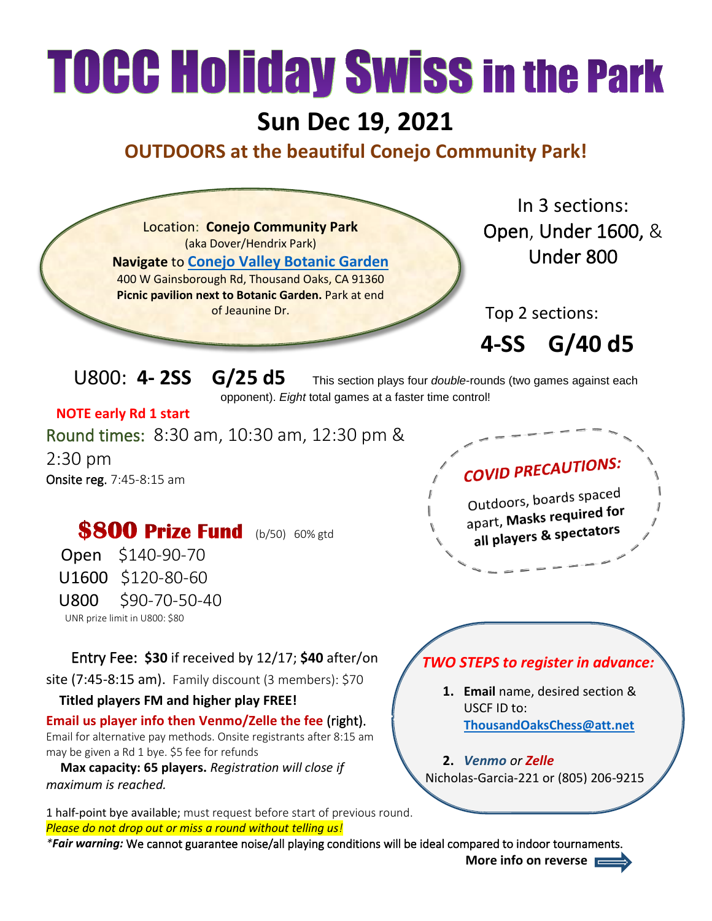# TOCC Holiday Swiss in the Park

## Sun Dec 19, 2021

### OUTDOORS at the beautiful Conejo Community Park!

Location: **Conejo Community Park**
(aka Dover/Hendrix Park)
**Navigate** to [Conejo Valley Botanic Garden]
400 W Gainsborough Rd, Thousand Oaks, CA 91360
**Picnic pavilion next to Botanic Garden.** Park at end of Jeaunine Dr.

In 3 sections:
Open, Under 1600, & Under 800

Top 2 sections:
**4-SS G/40 d5**

U800: **4- 2SS G/25 d5** This section plays four *double*-rounds (two games against each opponent). *Eight* total games at a faster time control!

**NOTE early Rd 1 start**

Round times: 8:30 am, 10:30 am, 12:30 pm & 2:30 pm

Onsite reg. 7:45-8:15 am

**COVID PRECAUTIONS:**
Outdoors, boards spaced apart, **Masks required for all players & spectators**

## $800 Prize Fund (b/50) 60% gtd

Open $140-90-70
U1600 $120-80-60
U800 $90-70-50-40
UNR prize limit in U800: $80

Entry Fee: **$30** if received by 12/17; **$40** after/on site (7:45-8:15 am). Family discount (3 members): $70

**Titled players FM and higher play FREE!**

**Email us player info then Venmo/Zelle the fee** (right).
Email for alternative pay methods. Onsite registrants after 8:15 am may be given a Rd 1 bye. $5 fee for refunds

**Max capacity: 65 players.** *Registration will close if maximum is reached.*

*TWO STEPS to register in advance:*

1. **Email** name, desired section & USCF ID to: **ThousandOaksChess@att.net**
2. ***Venmo*** *or* ***Zelle***
Nicholas-Garcia-221 or (805) 206-9215

1 half-point bye available; must request before start of previous round.
*Please do not drop out or miss a round without telling us!*
*\*Fair warning:* We cannot guarantee noise/all playing conditions will be ideal compared to indoor tournaments.

**More info on reverse**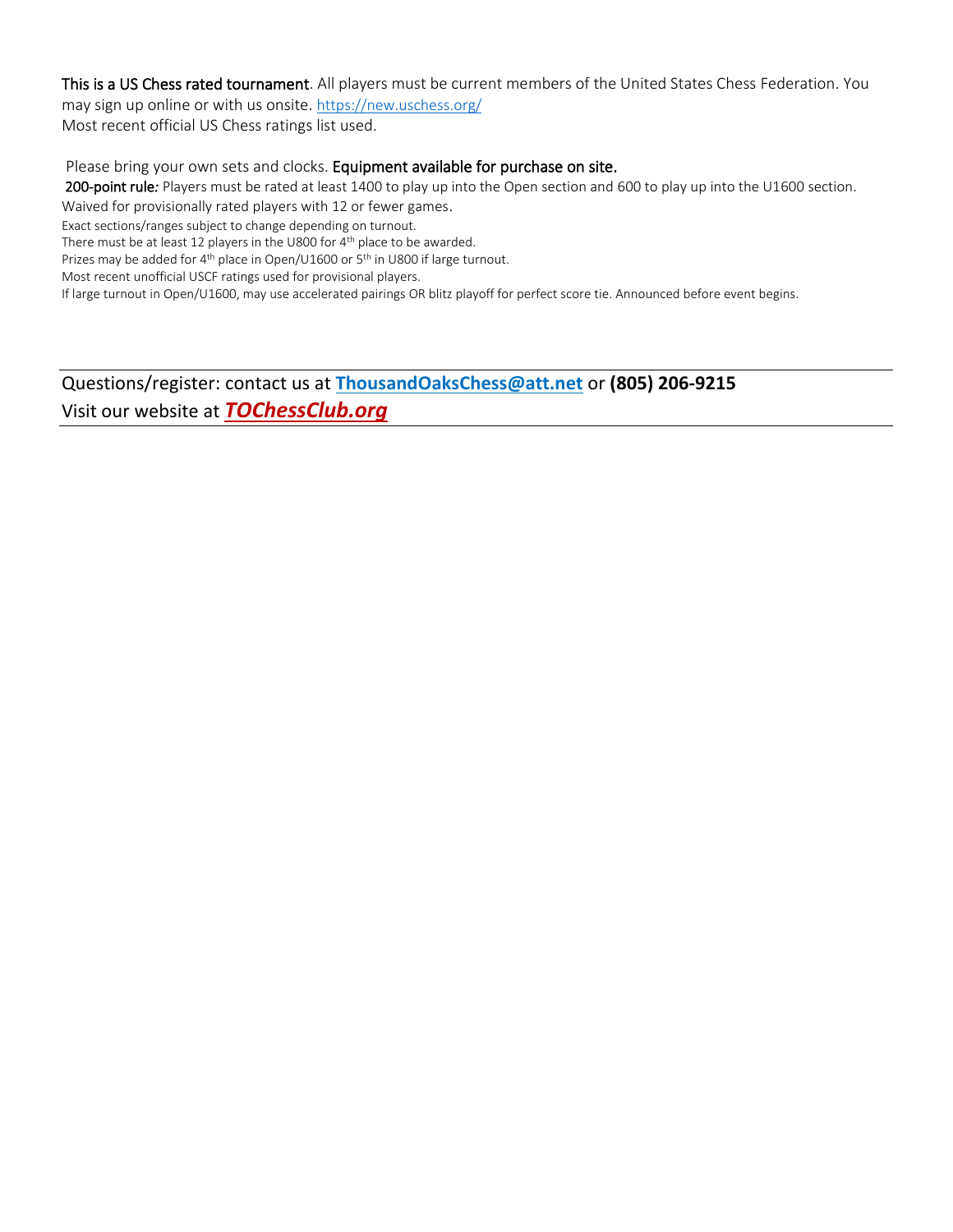**This is a US Chess rated tournament**. All players must be current members of the United States Chess Federation. You may sign up online or with us onsite. https://new.uschess.org/
Most recent official US Chess ratings list used.

Please bring your own sets and clocks. **Equipment available for purchase on site.**
**200-point rule***:* Players must be rated at least 1400 to play up into the Open section and 600 to play up into the U1600 section. Waived for provisionally rated players with 12 or fewer games.
Exact sections/ranges subject to change depending on turnout.
There must be at least 12 players in the U800 for 4th place to be awarded.
Prizes may be added for 4th place in Open/U1600 or 5th in U800 if large turnout.
Most recent unofficial USCF ratings used for provisional players.
If large turnout in Open/U1600, may use accelerated pairings OR blitz playoff for perfect score tie. Announced before event begins.

---

Questions/register: contact us at **ThousandOaksChess@att.net** or **(805) 206-9215**
Visit our website at ***TOChessClub.org***

---